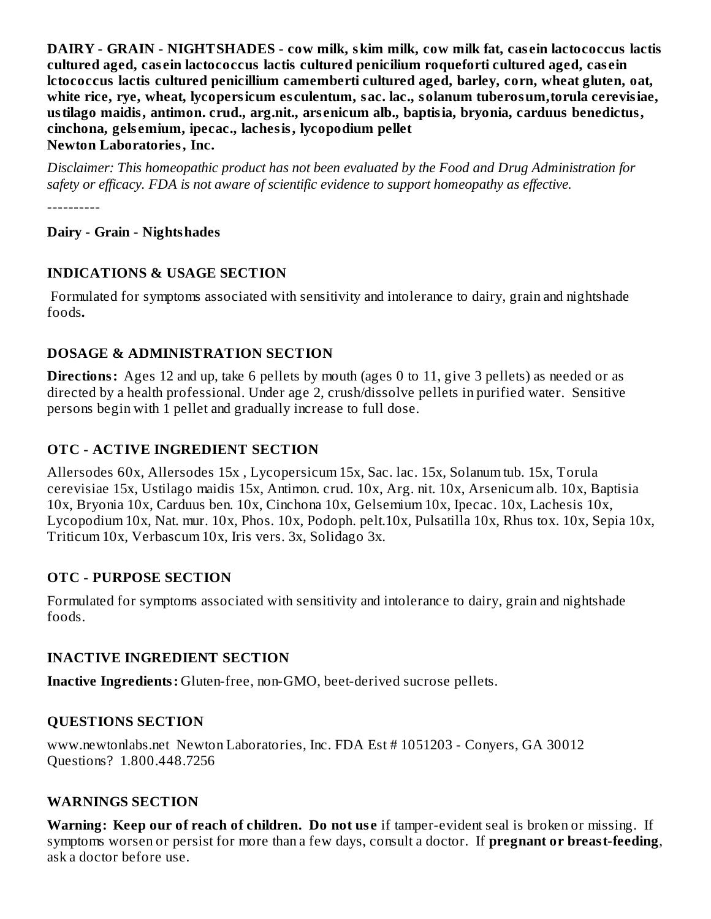**DAIRY - GRAIN - NIGHTSHADES - cow milk, skim milk, cow milk fat, casein lactococcus lactis cultured aged, casein lactococcus lactis cultured penicilium roqueforti cultured aged, casein lctococcus lactis cultured penicillium camemberti cultured aged, barley, corn, wheat gluten, oat, white rice, rye, wheat, lycopersicum esculentum, sac. lac., solanum tuberosum,torula cerevisiae, ustilago maidis, antimon. crud., arg.nit., arsenicum alb., baptisia, bryonia, carduus benedictus, cinchona, gelsemium, ipecac., lachesis, lycopodium pellet**
**Newton Laboratories, Inc.**

*Disclaimer: This homeopathic product has not been evaluated by the Food and Drug Administration for safety or efficacy. FDA is not aware of scientific evidence to support homeopathy as effective.*

----------

**Dairy - Grain - Nightshades**

## INDICATIONS & USAGE SECTION

Formulated for symptoms associated with sensitivity and intolerance to dairy, grain and nightshade foods**.**

## DOSAGE & ADMINISTRATION SECTION

**Directions:** Ages 12 and up, take 6 pellets by mouth (ages 0 to 11, give 3 pellets) as needed or as directed by a health professional. Under age 2, crush/dissolve pellets in purified water. Sensitive persons begin with 1 pellet and gradually increase to full dose.

## OTC - ACTIVE INGREDIENT SECTION

Allersodes 60x, Allersodes 15x , Lycopersicum 15x, Sac. lac. 15x, Solanum tub. 15x, Torula cerevisiae 15x, Ustilago maidis 15x, Antimon. crud. 10x, Arg. nit. 10x, Arsenicum alb. 10x, Baptisia 10x, Bryonia 10x, Carduus ben. 10x, Cinchona 10x, Gelsemium 10x, Ipecac. 10x, Lachesis 10x, Lycopodium 10x, Nat. mur. 10x, Phos. 10x, Podoph. pelt.10x, Pulsatilla 10x, Rhus tox. 10x, Sepia 10x, Triticum 10x, Verbascum 10x, Iris vers. 3x, Solidago 3x.

## OTC - PURPOSE SECTION

Formulated for symptoms associated with sensitivity and intolerance to dairy, grain and nightshade foods.

## INACTIVE INGREDIENT SECTION

**Inactive Ingredients:** Gluten-free, non-GMO, beet-derived sucrose pellets.

## QUESTIONS SECTION

www.newtonlabs.net Newton Laboratories, Inc. FDA Est # 1051203 - Conyers, GA 30012
Questions? 1.800.448.7256

## WARNINGS SECTION

**Warning: Keep our of reach of children. Do not use** if tamper-evident seal is broken or missing. If symptoms worsen or persist for more than a few days, consult a doctor. If **pregnant or breast-feeding**, ask a doctor before use.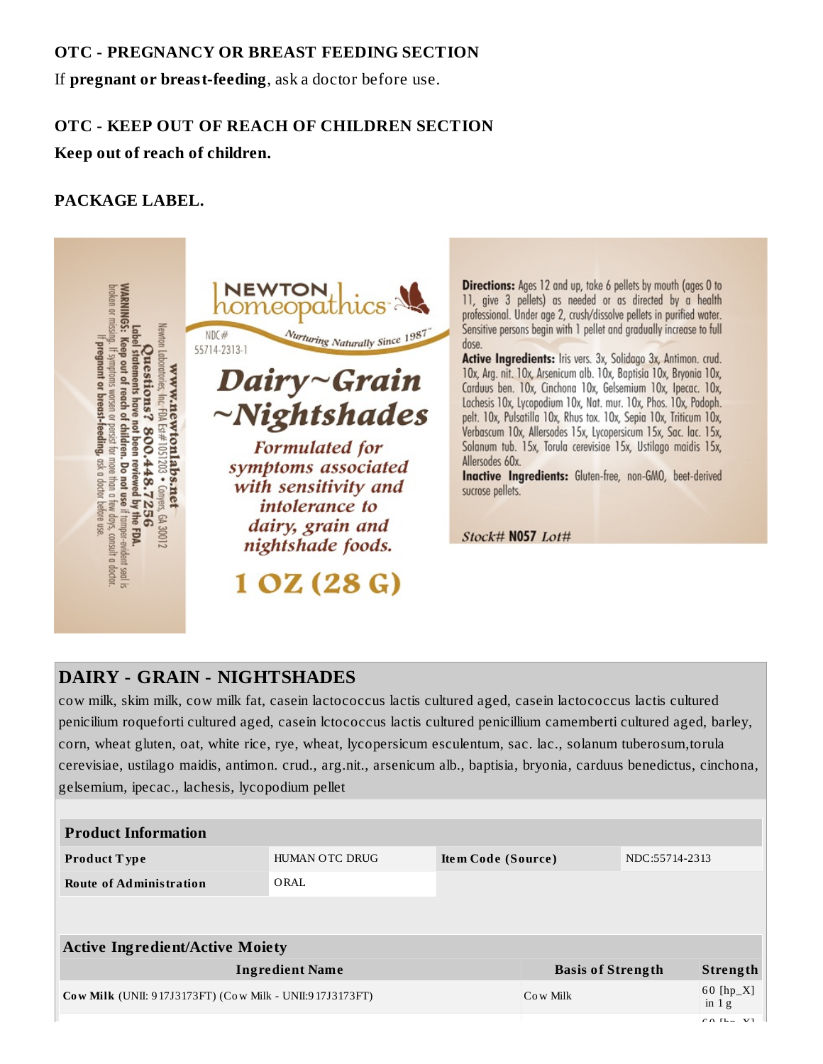### OTC - PREGNANCY OR BREAST FEEDING SECTION

If **pregnant or breast-feeding**, ask a doctor before use.

### OTC - KEEP OUT OF REACH OF CHILDREN SECTION

**Keep out of reach of children.**

### PACKAGE LABEL.

WARNINGS: Keep out of reach of children. Do not use if tamper-evident seal is broken or missing. If symptoms worsen or persist for more than a few days, consult a doctor. If pregnant or breast-feeding, ask a doctor before use.

Label statements have not been reviewed by the FDA.

Questions? 800.448.7256

www.newtonlabs.net

Newton Laboratories, Inc. FDA Est# 1051203 • Conyers, GA 30012

NEWTON homeopathics

Nurturing Naturally Since 1987

NDC# 55714-2313-1

*Dairy~Grain ~Nightshades*

*Formulated for symptoms associated with sensitivity and intolerance to dairy, grain and nightshade foods.*

1 OZ (28 G)

**Directions:** Ages 12 and up, take 6 pellets by mouth (ages 0 to 11, give 3 pellets) as needed or as directed by a health professional. Under age 2, crush/dissolve pellets in purified water. Sensitive persons begin with 1 pellet and gradually increase to full dose.

**Active Ingredients:** Iris vers. 3x, Solidago 3x, Antimon. crud. 10x, Arg. nit. 10x, Arsenicum alb. 10x, Baptisia 10x, Bryonia 10x, Carduus ben. 10x, Cinchona 10x, Gelsemium 10x, Ipecac. 10x, Lachesis 10x, Lycopodium 10x, Nat. mur. 10x, Phos. 10x, Podoph. pelt. 10x, Pulsatilla 10x, Rhus tox. 10x, Sepia 10x, Triticum 10x, Verbascum 10x, Allersodes 15x, Lycopersicum 15x, Sac. lac. 15x, Solanum tub. 15x, Torula cerevisiae 15x, Ustilago maidis 15x, Allersodes 60x.

**Inactive Ingredients:** Gluten-free, non-GMO, beet-derived sucrose pellets.

*Stock#* **N057** *Lot#*

## DAIRY - GRAIN - NIGHTSHADES

cow milk, skim milk, cow milk fat, casein lactococcus lactis cultured aged, casein lactococcus lactis cultured penicilium roqueforti cultured aged, casein lctococcus lactis cultured penicillium camemberti cultured aged, barley, corn, wheat gluten, oat, white rice, rye, wheat, lycopersicum esculentum, sac. lac., solanum tuberosum,torula cerevisiae, ustilago maidis, antimon. crud., arg.nit., arsenicum alb., baptisia, bryonia, carduus benedictus, cinchona, gelsemium, ipecac., lachesis, lycopodium pellet

| Product Information | | | |
|---|---|---|---|
| **Product Type** | HUMAN OTC DRUG | **Item Code (Source)** | NDC:55714-2313 |
| **Route of Administration** | ORAL | | |

| Active Ingredient/Active Moiety | | |
|---|---|---|
| **Ingredient Name** | **Basis of Strength** | **Strength** |
| **Cow Milk** (UNII: 917J3173FT) (Cow Milk - UNII:917J3173FT) | Cow Milk | 60 [hp_X] in 1 g |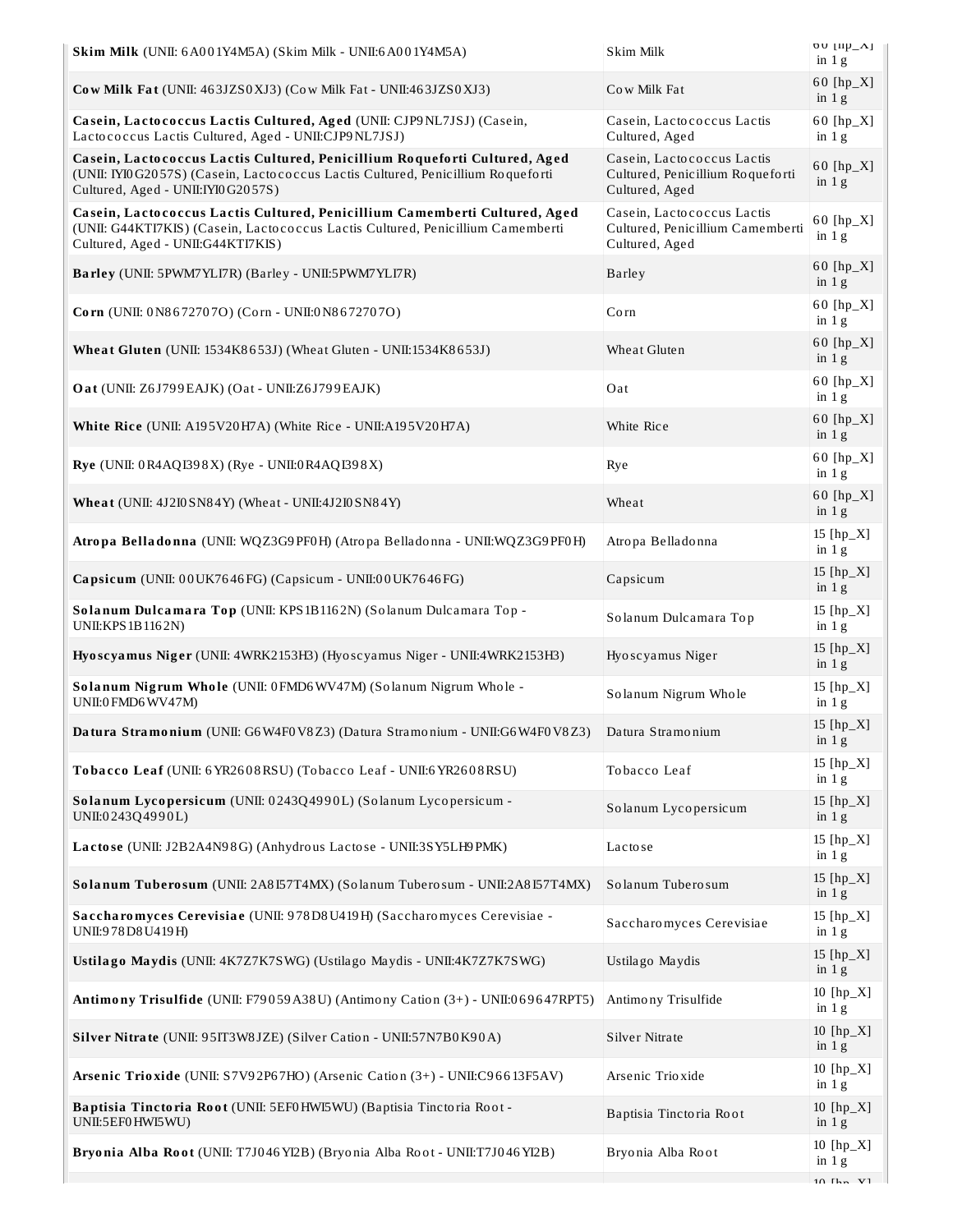| | | |
|---|---|---|
| **Skim Milk** (UNII: 6A001Y4M5A) (Skim Milk - UNII:6A001Y4M5A) | Skim Milk | 60 [hp_X] in 1 g |
| **Cow Milk Fat** (UNII: 463JZS0XJ3) (Cow Milk Fat - UNII:463JZS0XJ3) | Cow Milk Fat | 60 [hp_X] in 1 g |
| **Casein, Lactococcus Lactis Cultured, Aged** (UNII: CJP9NL7JSJ) (Casein, Lactococcus Lactis Cultured, Aged - UNII:CJP9NL7JSJ) | Casein, Lactococcus Lactis Cultured, Aged | 60 [hp_X] in 1 g |
| **Casein, Lactococcus Lactis Cultured, Penicillium Roqueforti Cultured, Aged** (UNII: IYI0G2057S) (Casein, Lactococcus Lactis Cultured, Penicillium Roqueforti Cultured, Aged - UNII:IYI0G2057S) | Casein, Lactococcus Lactis Cultured, Penicillium Roqueforti Cultured, Aged | 60 [hp_X] in 1 g |
| **Casein, Lactococcus Lactis Cultured, Penicillium Camemberti Cultured, Aged** (UNII: G44KTI7KIS) (Casein, Lactococcus Lactis Cultured, Penicillium Camemberti Cultured, Aged - UNII:G44KTI7KIS) | Casein, Lactococcus Lactis Cultured, Penicillium Camemberti Cultured, Aged | 60 [hp_X] in 1 g |
| **Barley** (UNII: 5PWM7YLI7R) (Barley - UNII:5PWM7YLI7R) | Barley | 60 [hp_X] in 1 g |
| **Corn** (UNII: 0N8672707O) (Corn - UNII:0N8672707O) | Corn | 60 [hp_X] in 1 g |
| **Wheat Gluten** (UNII: 1534K8653J) (Wheat Gluten - UNII:1534K8653J) | Wheat Gluten | 60 [hp_X] in 1 g |
| **Oat** (UNII: Z6J799EAJK) (Oat - UNII:Z6J799EAJK) | Oat | 60 [hp_X] in 1 g |
| **White Rice** (UNII: A195V20H7A) (White Rice - UNII:A195V20H7A) | White Rice | 60 [hp_X] in 1 g |
| **Rye** (UNII: 0R4AQI398X) (Rye - UNII:0R4AQI398X) | Rye | 60 [hp_X] in 1 g |
| **Wheat** (UNII: 4J2I0SN84Y) (Wheat - UNII:4J2I0SN84Y) | Wheat | 60 [hp_X] in 1 g |
| **Atropa Belladonna** (UNII: WQZ3G9PF0H) (Atropa Belladonna - UNII:WQZ3G9PF0H) | Atropa Belladonna | 15 [hp_X] in 1 g |
| **Capsicum** (UNII: 00UK7646FG) (Capsicum - UNII:00UK7646FG) | Capsicum | 15 [hp_X] in 1 g |
| **Solanum Dulcamara Top** (UNII: KPS1B1162N) (Solanum Dulcamara Top - UNII:KPS1B1162N) | Solanum Dulcamara Top | 15 [hp_X] in 1 g |
| **Hyoscyamus Niger** (UNII: 4WRK2153H3) (Hyoscyamus Niger - UNII:4WRK2153H3) | Hyoscyamus Niger | 15 [hp_X] in 1 g |
| **Solanum Nigrum Whole** (UNII: 0FMD6WV47M) (Solanum Nigrum Whole - UNII:0FMD6WV47M) | Solanum Nigrum Whole | 15 [hp_X] in 1 g |
| **Datura Stramonium** (UNII: G6W4F0V8Z3) (Datura Stramonium - UNII:G6W4F0V8Z3) | Datura Stramonium | 15 [hp_X] in 1 g |
| **Tobacco Leaf** (UNII: 6YR2608RSU) (Tobacco Leaf - UNII:6YR2608RSU) | Tobacco Leaf | 15 [hp_X] in 1 g |
| **Solanum Lycopersicum** (UNII: 0243Q4990L) (Solanum Lycopersicum - UNII:0243Q4990L) | Solanum Lycopersicum | 15 [hp_X] in 1 g |
| **Lactose** (UNII: J2B2A4N98G) (Anhydrous Lactose - UNII:3SY5LH9PMK) | Lactose | 15 [hp_X] in 1 g |
| **Solanum Tuberosum** (UNII: 2A8I57T4MX) (Solanum Tuberosum - UNII:2A8I57T4MX) | Solanum Tuberosum | 15 [hp_X] in 1 g |
| **Saccharomyces Cerevisiae** (UNII: 978D8U419H) (Saccharomyces Cerevisiae - UNII:978D8U419H) | Saccharomyces Cerevisiae | 15 [hp_X] in 1 g |
| **Ustilago Maydis** (UNII: 4K7Z7K7SWG) (Ustilago Maydis - UNII:4K7Z7K7SWG) | Ustilago Maydis | 15 [hp_X] in 1 g |
| **Antimony Trisulfide** (UNII: F79059A38U) (Antimony Cation (3+) - UNII:069647RPT5) | Antimony Trisulfide | 10 [hp_X] in 1 g |
| **Silver Nitrate** (UNII: 95IT3W8JZE) (Silver Cation - UNII:57N7B0K90A) | Silver Nitrate | 10 [hp_X] in 1 g |
| **Arsenic Trioxide** (UNII: S7V92P67HO) (Arsenic Cation (3+) - UNII:C96613F5AV) | Arsenic Trioxide | 10 [hp_X] in 1 g |
| **Baptisia Tinctoria Root** (UNII: 5EF0HWI5WU) (Baptisia Tinctoria Root - UNII:5EF0HWI5WU) | Baptisia Tinctoria Root | 10 [hp_X] in 1 g |
| **Bryonia Alba Root** (UNII: T7J046YI2B) (Bryonia Alba Root - UNII:T7J046YI2B) | Bryonia Alba Root | 10 [hp_X] in 1 g |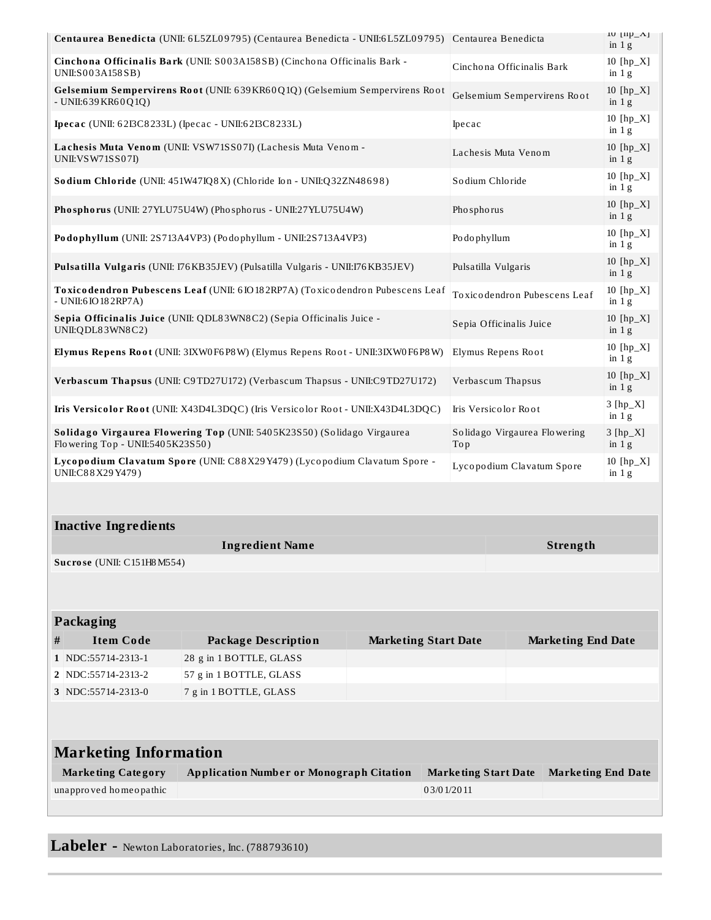| | | |
|---|---|---|
| **Centaurea Benedicta** (UNII: 6L5ZL09795) (Centaurea Benedicta - UNII:6L5ZL09795) | Centaurea Benedicta | 10 [hp_X] in 1 g |
| **Cinchona Officinalis Bark** (UNII: S003A158SB) (Cinchona Officinalis Bark - UNII:S003A158SB) | Cinchona Officinalis Bark | 10 [hp_X] in 1 g |
| **Gelsemium Sempervirens Root** (UNII: 639KR60Q1Q) (Gelsemium Sempervirens Root - UNII:639KR60Q1Q) | Gelsemium Sempervirens Root | 10 [hp_X] in 1 g |
| **Ipecac** (UNII: 62I3C8233L) (Ipecac - UNII:62I3C8233L) | Ipecac | 10 [hp_X] in 1 g |
| **Lachesis Muta Venom** (UNII: VSW71SS07I) (Lachesis Muta Venom - UNII:VSW71SS07I) | Lachesis Muta Venom | 10 [hp_X] in 1 g |
| **Sodium Chloride** (UNII: 451W47IQ8X) (Chloride Ion - UNII:Q32ZN48698) | Sodium Chloride | 10 [hp_X] in 1 g |
| **Phosphorus** (UNII: 27YLU75U4W) (Phosphorus - UNII:27YLU75U4W) | Phosphorus | 10 [hp_X] in 1 g |
| **Podophyllum** (UNII: 2S713A4VP3) (Podophyllum - UNII:2S713A4VP3) | Podophyllum | 10 [hp_X] in 1 g |
| **Pulsatilla Vulgaris** (UNII: I76KB35JEV) (Pulsatilla Vulgaris - UNII:I76KB35JEV) | Pulsatilla Vulgaris | 10 [hp_X] in 1 g |
| **Toxicodendron Pubescens Leaf** (UNII: 6IO182RP7A) (Toxicodendron Pubescens Leaf - UNII:6IO182RP7A) | Toxicodendron Pubescens Leaf | 10 [hp_X] in 1 g |
| **Sepia Officinalis Juice** (UNII: QDL83WN8C2) (Sepia Officinalis Juice - UNII:QDL83WN8C2) | Sepia Officinalis Juice | 10 [hp_X] in 1 g |
| **Elymus Repens Root** (UNII: 3IXW0F6P8W) (Elymus Repens Root - UNII:3IXW0F6P8W) | Elymus Repens Root | 10 [hp_X] in 1 g |
| **Verbascum Thapsus** (UNII: C9TD27U172) (Verbascum Thapsus - UNII:C9TD27U172) | Verbascum Thapsus | 10 [hp_X] in 1 g |
| **Iris Versicolor Root** (UNII: X43D4L3DQC) (Iris Versicolor Root - UNII:X43D4L3DQC) | Iris Versicolor Root | 3 [hp_X] in 1 g |
| **Solidago Virgaurea Flowering Top** (UNII: 5405K23S50) (Solidago Virgaurea Flowering Top - UNII:5405K23S50) | Solidago Virgaurea Flowering Top | 3 [hp_X] in 1 g |
| **Lycopodium Clavatum Spore** (UNII: C88X29Y479) (Lycopodium Clavatum Spore - UNII:C88X29Y479) | Lycopodium Clavatum Spore | 10 [hp_X] in 1 g |

## Inactive Ingredients

| Ingredient Name | Strength |
|---|---|
| **Sucrose** (UNII: C151H8M554) | |

## Packaging

| # | Item Code | Package Description | Marketing Start Date | Marketing End Date |
|---|---|---|---|---|
| 1 | NDC:55714-2313-1 | 28 g in 1 BOTTLE, GLASS | | |
| 2 | NDC:55714-2313-2 | 57 g in 1 BOTTLE, GLASS | | |
| 3 | NDC:55714-2313-0 | 7 g in 1 BOTTLE, GLASS | | |

## Marketing Information

| Marketing Category | Application Number or Monograph Citation | Marketing Start Date | Marketing End Date |
|---|---|---|---|
| unapproved homeopathic | | 03/01/2011 | |

## Labeler - Newton Laboratories, Inc. (788793610)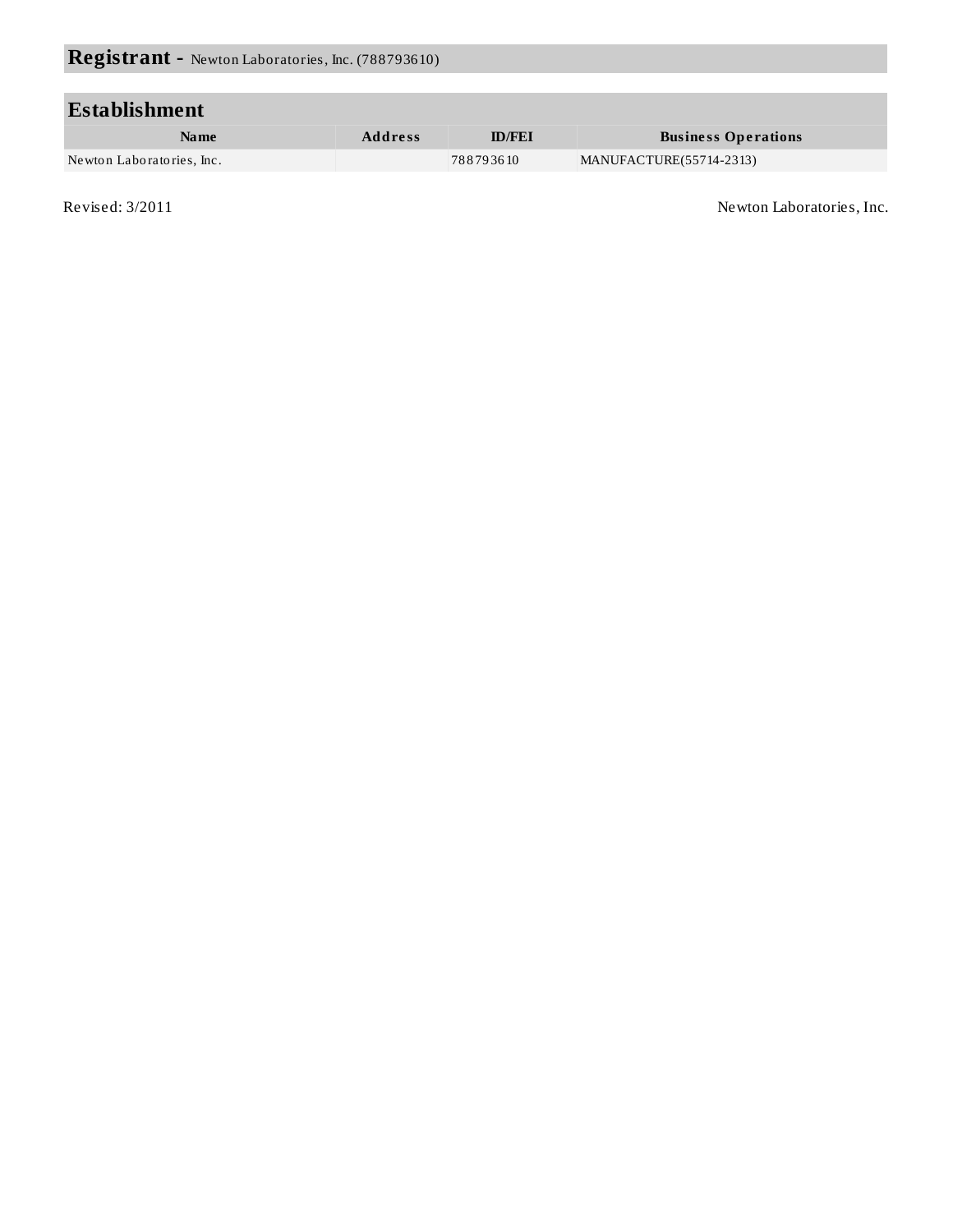## Registrant - Newton Laboratories, Inc. (788793610)

## Establishment

| Name | Address | ID/FEI | Business Operations |
| --- | --- | --- | --- |
| Newton Laboratories, Inc. | | 788793610 | MANUFACTURE(55714-2313) |

Revised: 3/2011

Newton Laboratories, Inc.